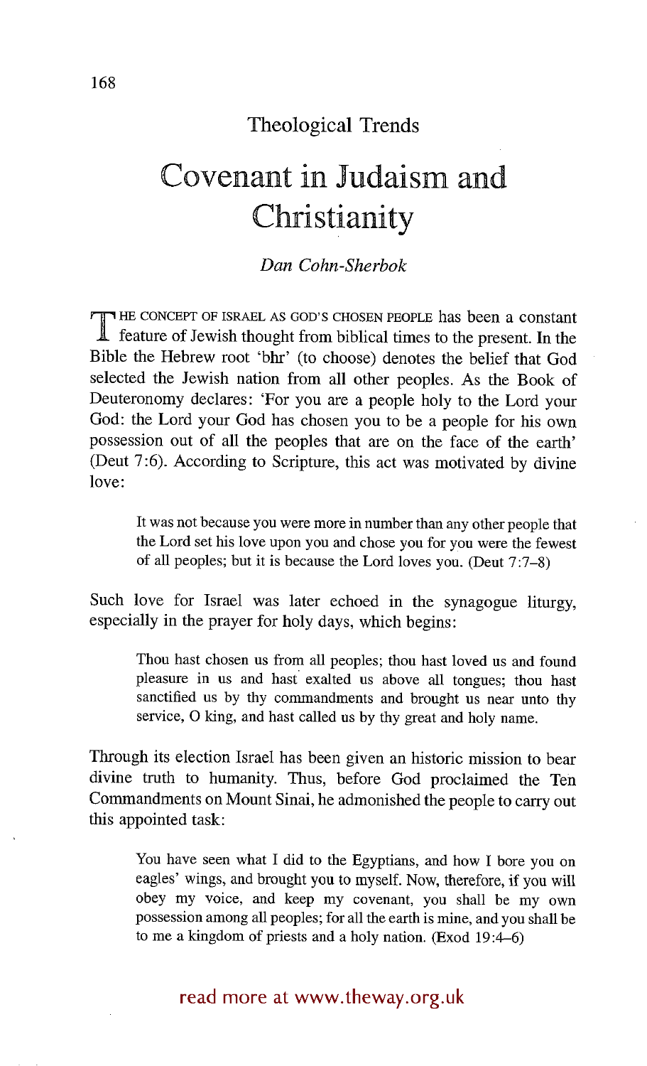Theological Trends

# Covenant in Judaism and Christianity

*Dan Cohn-Sherbok*

THE CONCEPT OF ISRAEL AS GOD'S CHOSEN PEOPLE has been a constant feature of Jewish thought from biblical times to the present. In the Bible the Hebrew root 'bhr' (to choose) denotes the belief that God selected the Jewish nation from all other peoples. As the Book of Deuteronomy declares: 'For you are a people holy to the Lord your God: the Lord your God has chosen you to be a people for his own possession out of all the peoples that are on the face of the earth' (Deut 7:6). According to Scripture, this act was motivated by divine love:

> It was not because you were more in number than any other people that the Lord set his love upon you and chose you for you were the fewest of all peoples; but it is because the Lord loves you. (Deut 7:7–8)

Such love for Israel was later echoed in the synagogue liturgy, especially in the prayer for holy days, which begins:

> Thou hast chosen us from all peoples; thou hast loved us and found pleasure in us and hast exalted us above all tongues; thou hast sanctified us by thy commandments and brought us near unto thy service, O king, and hast called us by thy great and holy name.

Through its election Israel has been given an historic mission to bear divine truth to humanity. Thus, before God proclaimed the Ten Commandments on Mount Sinai, he admonished the people to carry out this appointed task:

> You have seen what I did to the Egyptians, and how I bore you on eagles' wings, and brought you to myself. Now, therefore, if you will obey my voice, and keep my covenant, you shall be my own possession among all peoples; for all the earth is mine, and you shall be to me a kingdom of priests and a holy nation. (Exod 19:4–6)

read more at www.theway.org.uk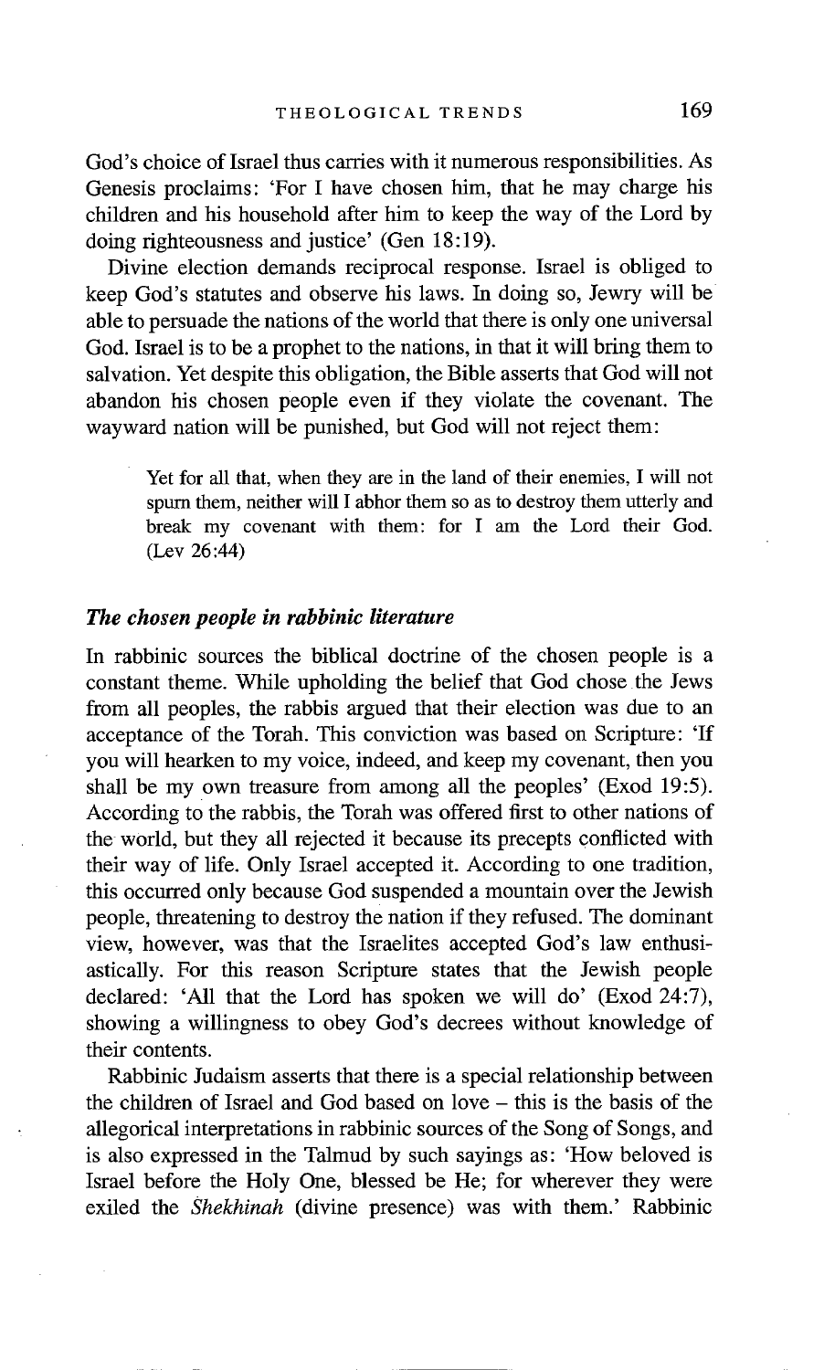God's choice of Israel thus carries with it numerous responsibilities. As Genesis proclaims: 'For I have chosen him, that he may charge his children and his household after him to keep the way of the Lord by doing righteousness and justice' (Gen 18:19).

Divine election demands reciprocal response. Israel is obliged to keep God's statutes and observe his laws. In doing so, Jewry will be able to persuade the nations of the world that there is only one universal God. Israel is to be a prophet to the nations, in that it will bring them to salvation. Yet despite this obligation, the Bible asserts that God will not abandon his chosen people even if they violate the covenant. The wayward nation will be punished, but God will not reject them:

> Yet for all that, when they are in the land of their enemies, I will not spurn them, neither will I abhor them so as to destroy them utterly and break my covenant with them: for I am the Lord their God. (Lev 26:44)

### *The chosen people in rabbinic literature*

In rabbinic sources the biblical doctrine of the chosen people is a constant theme. While upholding the belief that God chose the Jews from all peoples, the rabbis argued that their election was due to an acceptance of the Torah. This conviction was based on Scripture: 'If you will hearken to my voice, indeed, and keep my covenant, then you shall be my own treasure from among all the peoples' (Exod 19:5). According to the rabbis, the Torah was offered first to other nations of the world, but they all rejected it because its precepts conflicted with their way of life. Only Israel accepted it. According to one tradition, this occurred only because God suspended a mountain over the Jewish people, threatening to destroy the nation if they refused. The dominant view, however, was that the Israelites accepted God's law enthusiastically. For this reason Scripture states that the Jewish people declared: 'All that the Lord has spoken we will do' (Exod 24:7), showing a willingness to obey God's decrees without knowledge of their contents.

Rabbinic Judaism asserts that there is a special relationship between the children of Israel and God based on love – this is the basis of the allegorical interpretations in rabbinic sources of the Song of Songs, and is also expressed in the Talmud by such sayings as: 'How beloved is Israel before the Holy One, blessed be He; for wherever they were exiled the *Shekhinah* (divine presence) was with them.' Rabbinic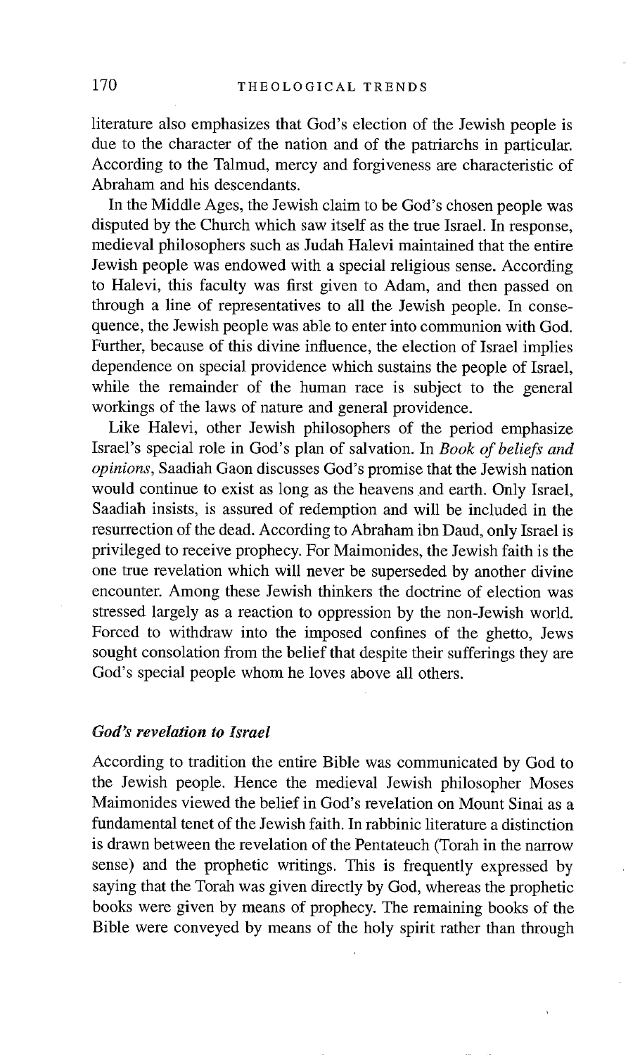literature also emphasizes that God's election of the Jewish people is due to the character of the nation and of the patriarchs in particular. According to the Talmud, mercy and forgiveness are characteristic of Abraham and his descendants.

In the Middle Ages, the Jewish claim to be God's chosen people was disputed by the Church which saw itself as the true Israel. In response, medieval philosophers such as Judah Halevi maintained that the entire Jewish people was endowed with a special religious sense. According to Halevi, this faculty was first given to Adam, and then passed on through a line of representatives to all the Jewish people. In consequence, the Jewish people was able to enter into communion with God. Further, because of this divine influence, the election of Israel implies dependence on special providence which sustains the people of Israel, while the remainder of the human race is subject to the general workings of the laws of nature and general providence.

Like Halevi, other Jewish philosophers of the period emphasize Israel's special role in God's plan of salvation. In *Book of beliefs and opinions*, Saadiah Gaon discusses God's promise that the Jewish nation would continue to exist as long as the heavens and earth. Only Israel, Saadiah insists, is assured of redemption and will be included in the resurrection of the dead. According to Abraham ibn Daud, only Israel is privileged to receive prophecy. For Maimonides, the Jewish faith is the one true revelation which will never be superseded by another divine encounter. Among these Jewish thinkers the doctrine of election was stressed largely as a reaction to oppression by the non-Jewish world. Forced to withdraw into the imposed confines of the ghetto, Jews sought consolation from the belief that despite their sufferings they are God's special people whom he loves above all others.

### *God's revelation to Israel*

According to tradition the entire Bible was communicated by God to the Jewish people. Hence the medieval Jewish philosopher Moses Maimonides viewed the belief in God's revelation on Mount Sinai as a fundamental tenet of the Jewish faith. In rabbinic literature a distinction is drawn between the revelation of the Pentateuch (Torah in the narrow sense) and the prophetic writings. This is frequently expressed by saying that the Torah was given directly by God, whereas the prophetic books were given by means of prophecy. The remaining books of the Bible were conveyed by means of the holy spirit rather than through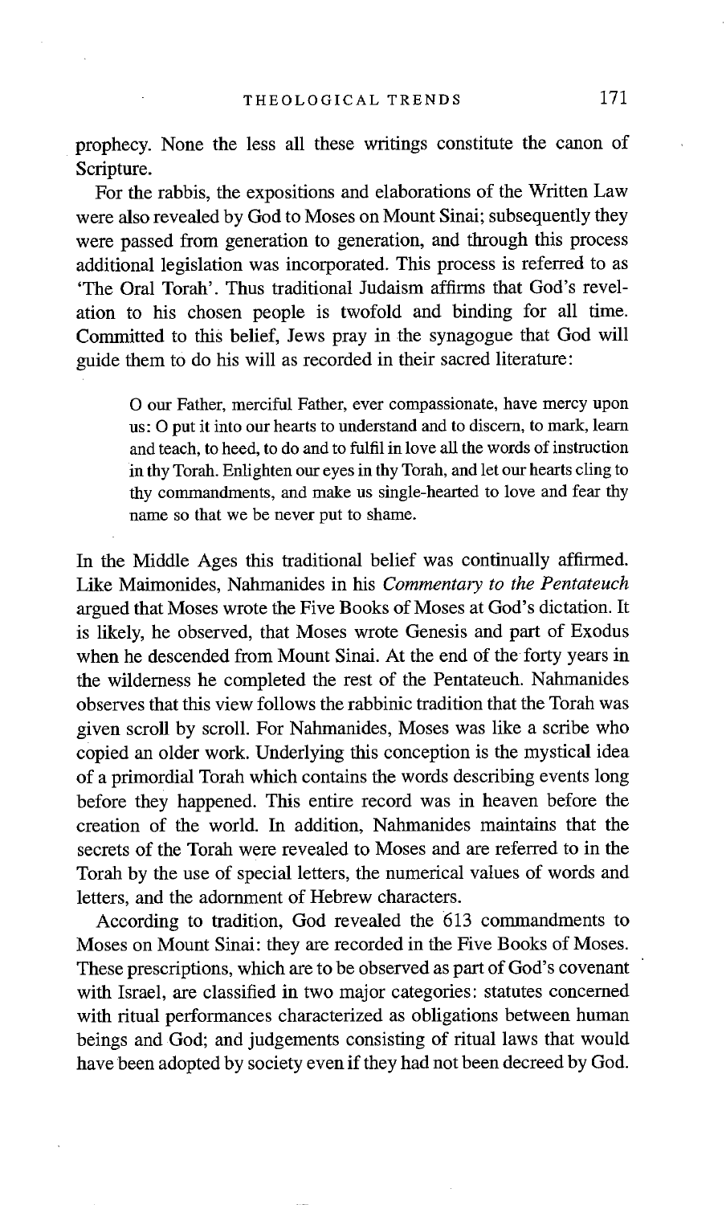prophecy. None the less all these writings constitute the canon of Scripture.

For the rabbis, the expositions and elaborations of the Written Law were also revealed by God to Moses on Mount Sinai; subsequently they were passed from generation to generation, and through this process additional legislation was incorporated. This process is referred to as 'The Oral Torah'. Thus traditional Judaism affirms that God's revelation to his chosen people is twofold and binding for all time. Committed to this belief, Jews pray in the synagogue that God will guide them to do his will as recorded in their sacred literature:

> O our Father, merciful Father, ever compassionate, have mercy upon us: O put it into our hearts to understand and to discern, to mark, learn and teach, to heed, to do and to fulfil in love all the words of instruction in thy Torah. Enlighten our eyes in thy Torah, and let our hearts cling to thy commandments, and make us single-hearted to love and fear thy name so that we be never put to shame.

In the Middle Ages this traditional belief was continually affirmed. Like Maimonides, Nahmanides in his *Commentary to the Pentateuch* argued that Moses wrote the Five Books of Moses at God's dictation. It is likely, he observed, that Moses wrote Genesis and part of Exodus when he descended from Mount Sinai. At the end of the forty years in the wilderness he completed the rest of the Pentateuch. Nahmanides observes that this view follows the rabbinic tradition that the Torah was given scroll by scroll. For Nahmanides, Moses was like a scribe who copied an older work. Underlying this conception is the mystical idea of a primordial Torah which contains the words describing events long before they happened. This entire record was in heaven before the creation of the world. In addition, Nahmanides maintains that the secrets of the Torah were revealed to Moses and are referred to in the Torah by the use of special letters, the numerical values of words and letters, and the adornment of Hebrew characters.

According to tradition, God revealed the 613 commandments to Moses on Mount Sinai: they are recorded in the Five Books of Moses. These prescriptions, which are to be observed as part of God's covenant with Israel, are classified in two major categories: statutes concerned with ritual performances characterized as obligations between human beings and God; and judgements consisting of ritual laws that would have been adopted by society even if they had not been decreed by God.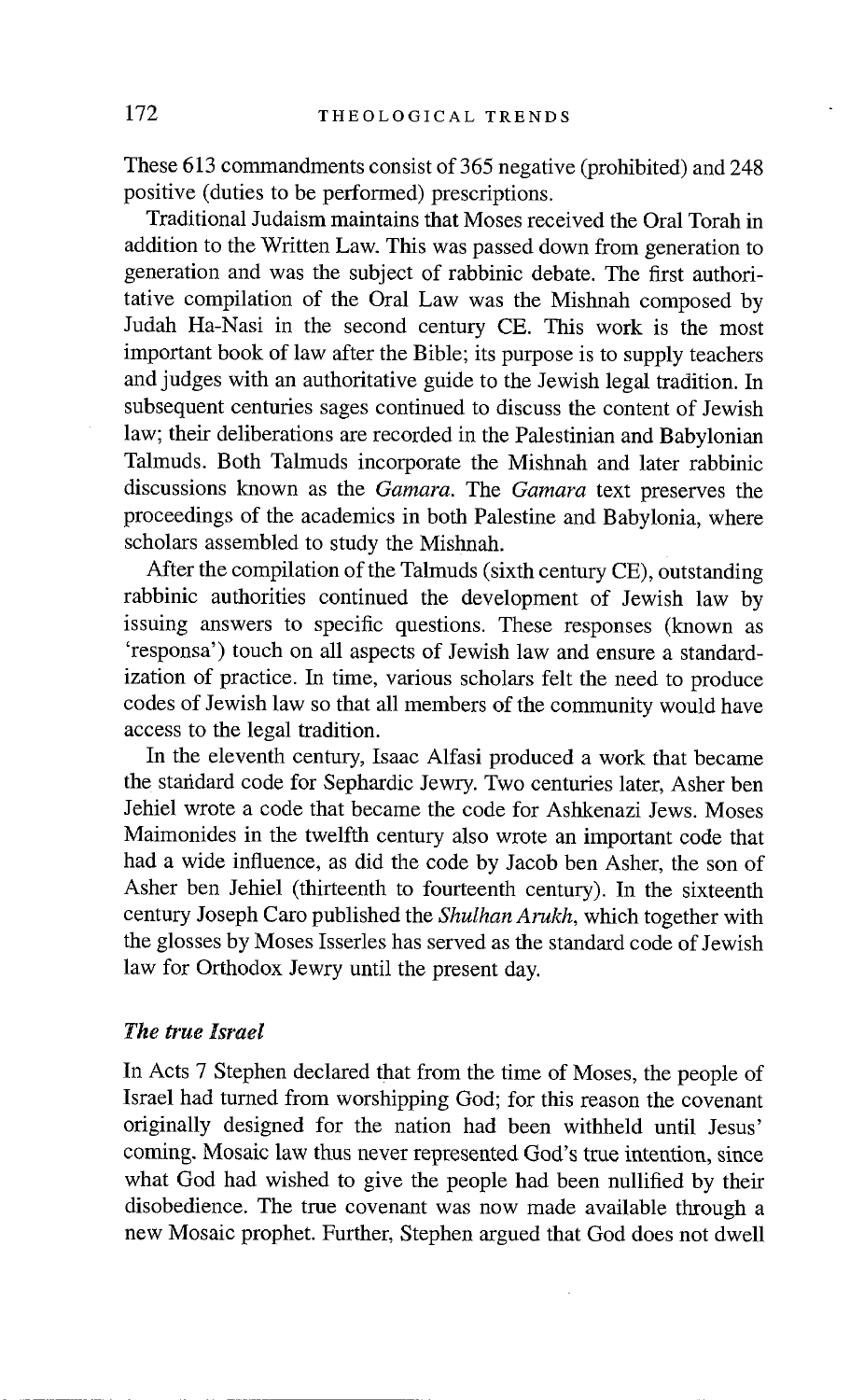These 613 commandments consist of 365 negative (prohibited) and 248 positive (duties to be performed) prescriptions.

Traditional Judaism maintains that Moses received the Oral Torah in addition to the Written Law. This was passed down from generation to generation and was the subject of rabbinic debate. The first authoritative compilation of the Oral Law was the Mishnah composed by Judah Ha-Nasi in the second century CE. This work is the most important book of law after the Bible; its purpose is to supply teachers and judges with an authoritative guide to the Jewish legal tradition. In subsequent centuries sages continued to discuss the content of Jewish law; their deliberations are recorded in the Palestinian and Babylonian Talmuds. Both Talmuds incorporate the Mishnah and later rabbinic discussions known as the *Gamara*. The *Gamara* text preserves the proceedings of the academics in both Palestine and Babylonia, where scholars assembled to study the Mishnah.

After the compilation of the Talmuds (sixth century CE), outstanding rabbinic authorities continued the development of Jewish law by issuing answers to specific questions. These responses (known as 'responsa') touch on all aspects of Jewish law and ensure a standardization of practice. In time, various scholars felt the need to produce codes of Jewish law so that all members of the community would have access to the legal tradition.

In the eleventh century, Isaac Alfasi produced a work that became the standard code for Sephardic Jewry. Two centuries later, Asher ben Jehiel wrote a code that became the code for Ashkenazi Jews. Moses Maimonides in the twelfth century also wrote an important code that had a wide influence, as did the code by Jacob ben Asher, the son of Asher ben Jehiel (thirteenth to fourteenth century). In the sixteenth century Joseph Caro published the *Shulhan Arukh*, which together with the glosses by Moses Isserles has served as the standard code of Jewish law for Orthodox Jewry until the present day.

### *The true Israel*

In Acts 7 Stephen declared that from the time of Moses, the people of Israel had turned from worshipping God; for this reason the covenant originally designed for the nation had been withheld until Jesus' coming. Mosaic law thus never represented God's true intention, since what God had wished to give the people had been nullified by their disobedience. The true covenant was now made available through a new Mosaic prophet. Further, Stephen argued that God does not dwell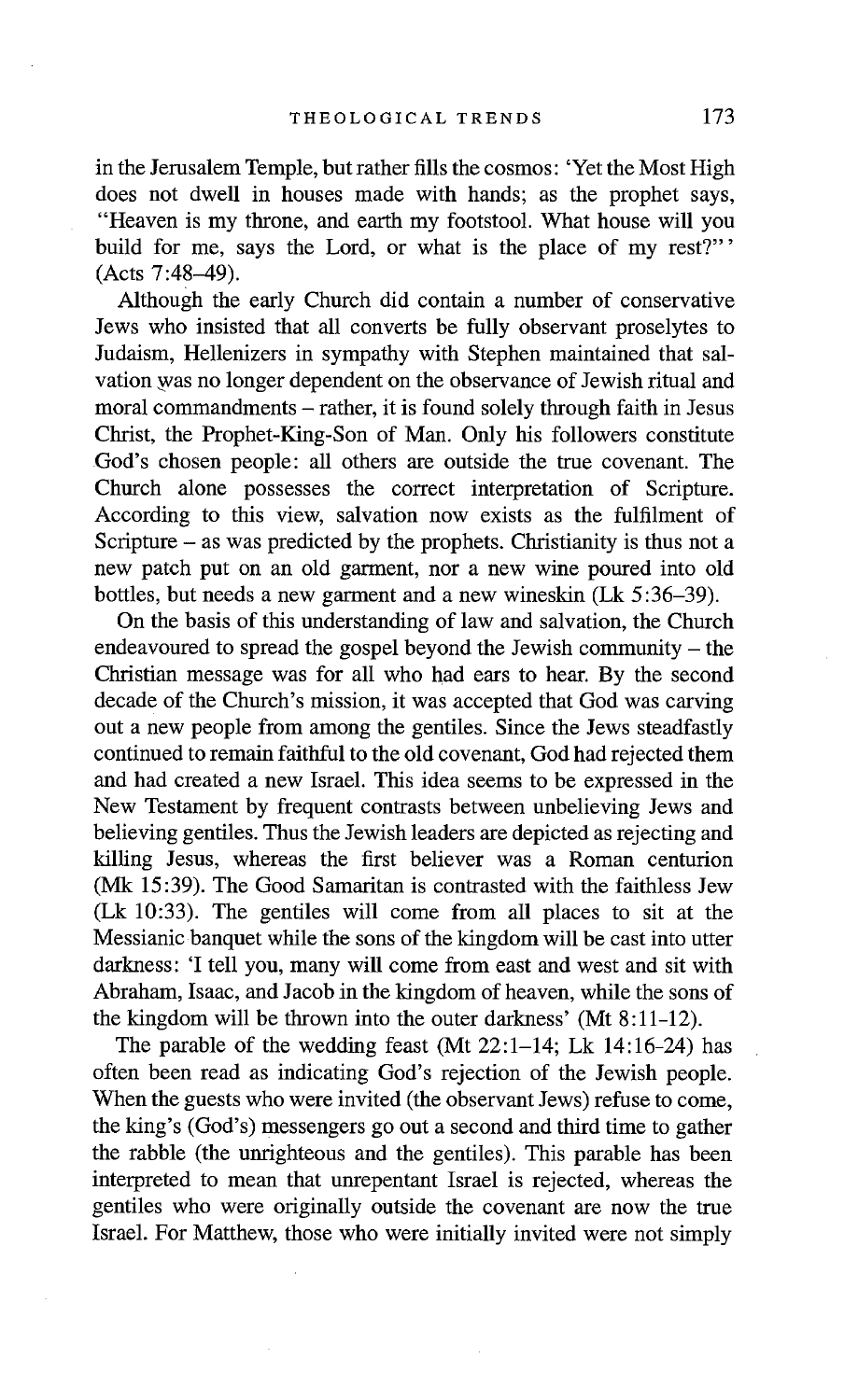in the Jerusalem Temple, but rather fills the cosmos: 'Yet the Most High does not dwell in houses made with hands; as the prophet says, "Heaven is my throne, and earth my footstool. What house will you build for me, says the Lord, or what is the place of my rest?"' (Acts 7:48–49).

Although the early Church did contain a number of conservative Jews who insisted that all converts be fully observant proselytes to Judaism, Hellenizers in sympathy with Stephen maintained that salvation was no longer dependent on the observance of Jewish ritual and moral commandments – rather, it is found solely through faith in Jesus Christ, the Prophet-King-Son of Man. Only his followers constitute God's chosen people: all others are outside the true covenant. The Church alone possesses the correct interpretation of Scripture. According to this view, salvation now exists as the fulfilment of Scripture – as was predicted by the prophets. Christianity is thus not a new patch put on an old garment, nor a new wine poured into old bottles, but needs a new garment and a new wineskin (Lk 5:36–39).

On the basis of this understanding of law and salvation, the Church endeavoured to spread the gospel beyond the Jewish community – the Christian message was for all who had ears to hear. By the second decade of the Church's mission, it was accepted that God was carving out a new people from among the gentiles. Since the Jews steadfastly continued to remain faithful to the old covenant, God had rejected them and had created a new Israel. This idea seems to be expressed in the New Testament by frequent contrasts between unbelieving Jews and believing gentiles. Thus the Jewish leaders are depicted as rejecting and killing Jesus, whereas the first believer was a Roman centurion (Mk 15:39). The Good Samaritan is contrasted with the faithless Jew (Lk 10:33). The gentiles will come from all places to sit at the Messianic banquet while the sons of the kingdom will be cast into utter darkness: 'I tell you, many will come from east and west and sit with Abraham, Isaac, and Jacob in the kingdom of heaven, while the sons of the kingdom will be thrown into the outer darkness' (Mt 8:11–12).

The parable of the wedding feast (Mt 22:1–14; Lk 14:16-24) has often been read as indicating God's rejection of the Jewish people. When the guests who were invited (the observant Jews) refuse to come, the king's (God's) messengers go out a second and third time to gather the rabble (the unrighteous and the gentiles). This parable has been interpreted to mean that unrepentant Israel is rejected, whereas the gentiles who were originally outside the covenant are now the true Israel. For Matthew, those who were initially invited were not simply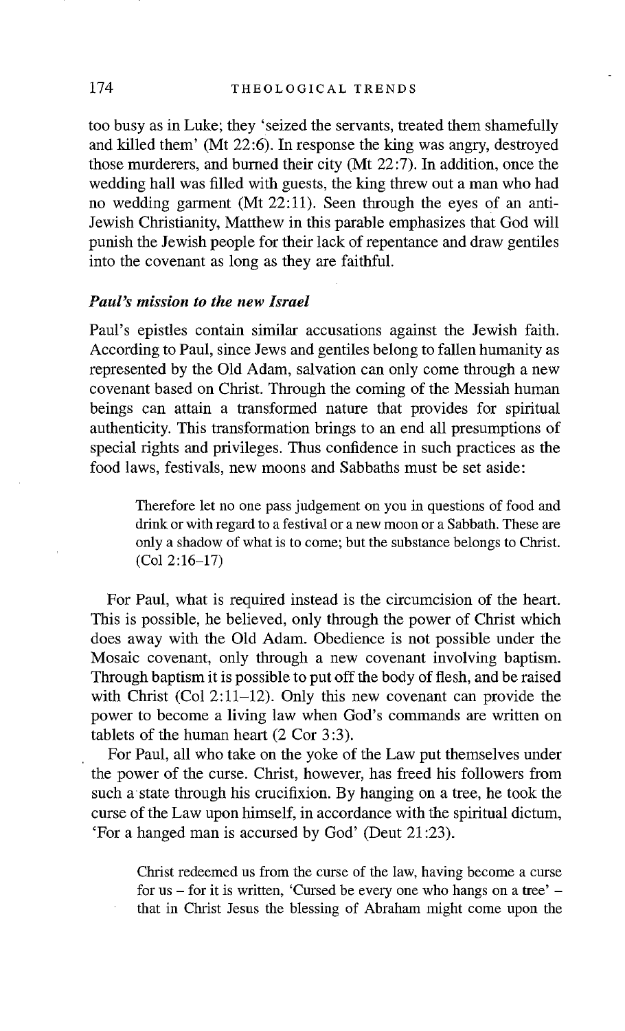too busy as in Luke; they 'seized the servants, treated them shamefully and killed them' (Mt 22:6). In response the king was angry, destroyed those murderers, and burned their city (Mt 22:7). In addition, once the wedding hall was filled with guests, the king threw out a man who had no wedding garment (Mt 22:11). Seen through the eyes of an anti-Jewish Christianity, Matthew in this parable emphasizes that God will punish the Jewish people for their lack of repentance and draw gentiles into the covenant as long as they are faithful.

### *Paul's mission to the new Israel*

Paul's epistles contain similar accusations against the Jewish faith. According to Paul, since Jews and gentiles belong to fallen humanity as represented by the Old Adam, salvation can only come through a new covenant based on Christ. Through the coming of the Messiah human beings can attain a transformed nature that provides for spiritual authenticity. This transformation brings to an end all presumptions of special rights and privileges. Thus confidence in such practices as the food laws, festivals, new moons and Sabbaths must be set aside:

> Therefore let no one pass judgement on you in questions of food and drink or with regard to a festival or a new moon or a Sabbath. These are only a shadow of what is to come; but the substance belongs to Christ. (Col 2:16–17)

For Paul, what is required instead is the circumcision of the heart. This is possible, he believed, only through the power of Christ which does away with the Old Adam. Obedience is not possible under the Mosaic covenant, only through a new covenant involving baptism. Through baptism it is possible to put off the body of flesh, and be raised with Christ (Col 2:11–12). Only this new covenant can provide the power to become a living law when God's commands are written on tablets of the human heart (2 Cor 3:3).

For Paul, all who take on the yoke of the Law put themselves under the power of the curse. Christ, however, has freed his followers from such a state through his crucifixion. By hanging on a tree, he took the curse of the Law upon himself, in accordance with the spiritual dictum, 'For a hanged man is accursed by God' (Deut 21:23).

> Christ redeemed us from the curse of the law, having become a curse for us – for it is written, 'Cursed be every one who hangs on a tree' – that in Christ Jesus the blessing of Abraham might come upon the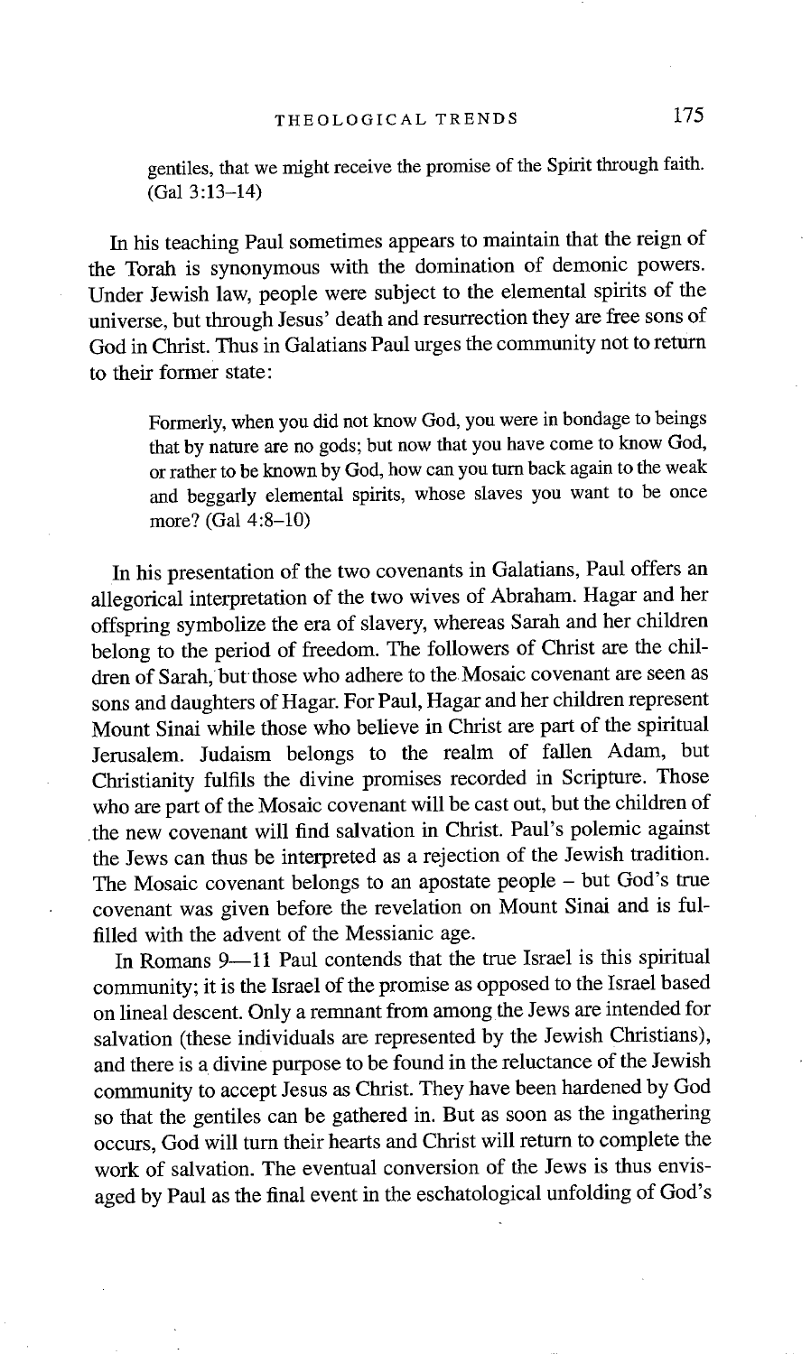gentiles, that we might receive the promise of the Spirit through faith. (Gal 3:13–14)

In his teaching Paul sometimes appears to maintain that the reign of the Torah is synonymous with the domination of demonic powers. Under Jewish law, people were subject to the elemental spirits of the universe, but through Jesus' death and resurrection they are free sons of God in Christ. Thus in Galatians Paul urges the community not to return to their former state:

> Formerly, when you did not know God, you were in bondage to beings that by nature are no gods; but now that you have come to know God, or rather to be known by God, how can you turn back again to the weak and beggarly elemental spirits, whose slaves you want to be once more? (Gal 4:8–10)

In his presentation of the two covenants in Galatians, Paul offers an allegorical interpretation of the two wives of Abraham. Hagar and her offspring symbolize the era of slavery, whereas Sarah and her children belong to the period of freedom. The followers of Christ are the children of Sarah, but those who adhere to the Mosaic covenant are seen as sons and daughters of Hagar. For Paul, Hagar and her children represent Mount Sinai while those who believe in Christ are part of the spiritual Jerusalem. Judaism belongs to the realm of fallen Adam, but Christianity fulfils the divine promises recorded in Scripture. Those who are part of the Mosaic covenant will be cast out, but the children of the new covenant will find salvation in Christ. Paul's polemic against the Jews can thus be interpreted as a rejection of the Jewish tradition. The Mosaic covenant belongs to an apostate people – but God's true covenant was given before the revelation on Mount Sinai and is fulfilled with the advent of the Messianic age.

In Romans 9—11 Paul contends that the true Israel is this spiritual community; it is the Israel of the promise as opposed to the Israel based on lineal descent. Only a remnant from among the Jews are intended for salvation (these individuals are represented by the Jewish Christians), and there is a divine purpose to be found in the reluctance of the Jewish community to accept Jesus as Christ. They have been hardened by God so that the gentiles can be gathered in. But as soon as the ingathering occurs, God will turn their hearts and Christ will return to complete the work of salvation. The eventual conversion of the Jews is thus envisaged by Paul as the final event in the eschatological unfolding of God's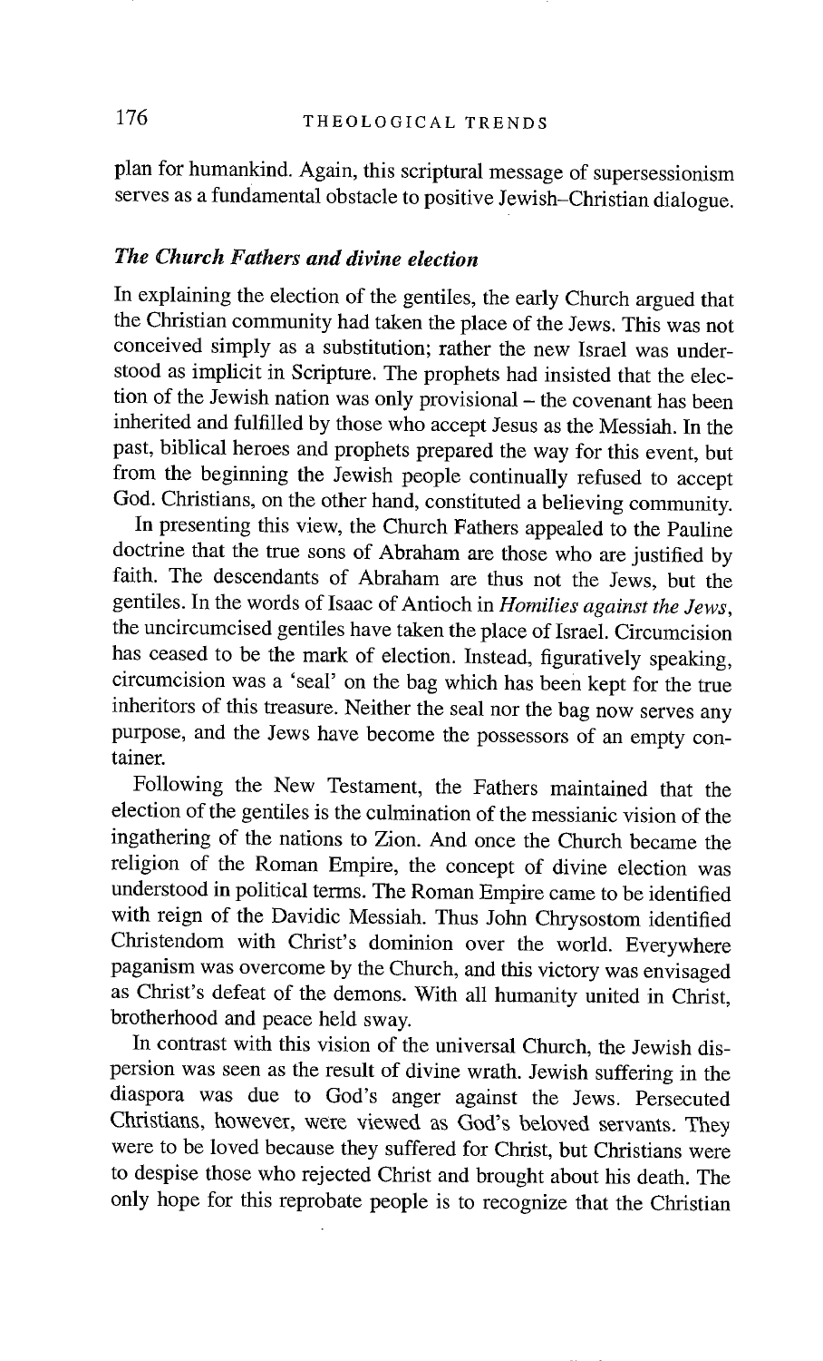plan for humankind. Again, this scriptural message of supersessionism serves as a fundamental obstacle to positive Jewish–Christian dialogue.

### *The Church Fathers and divine election*

In explaining the election of the gentiles, the early Church argued that the Christian community had taken the place of the Jews. This was not conceived simply as a substitution; rather the new Israel was understood as implicit in Scripture. The prophets had insisted that the election of the Jewish nation was only provisional – the covenant has been inherited and fulfilled by those who accept Jesus as the Messiah. In the past, biblical heroes and prophets prepared the way for this event, but from the beginning the Jewish people continually refused to accept God. Christians, on the other hand, constituted a believing community.

In presenting this view, the Church Fathers appealed to the Pauline doctrine that the true sons of Abraham are those who are justified by faith. The descendants of Abraham are thus not the Jews, but the gentiles. In the words of Isaac of Antioch in *Homilies against the Jews*, the uncircumcised gentiles have taken the place of Israel. Circumcision has ceased to be the mark of election. Instead, figuratively speaking, circumcision was a 'seal' on the bag which has been kept for the true inheritors of this treasure. Neither the seal nor the bag now serves any purpose, and the Jews have become the possessors of an empty container.

Following the New Testament, the Fathers maintained that the election of the gentiles is the culmination of the messianic vision of the ingathering of the nations to Zion. And once the Church became the religion of the Roman Empire, the concept of divine election was understood in political terms. The Roman Empire came to be identified with reign of the Davidic Messiah. Thus John Chrysostom identified Christendom with Christ's dominion over the world. Everywhere paganism was overcome by the Church, and this victory was envisaged as Christ's defeat of the demons. With all humanity united in Christ, brotherhood and peace held sway.

In contrast with this vision of the universal Church, the Jewish dispersion was seen as the result of divine wrath. Jewish suffering in the diaspora was due to God's anger against the Jews. Persecuted Christians, however, were viewed as God's beloved servants. They were to be loved because they suffered for Christ, but Christians were to despise those who rejected Christ and brought about his death. The only hope for this reprobate people is to recognize that the Christian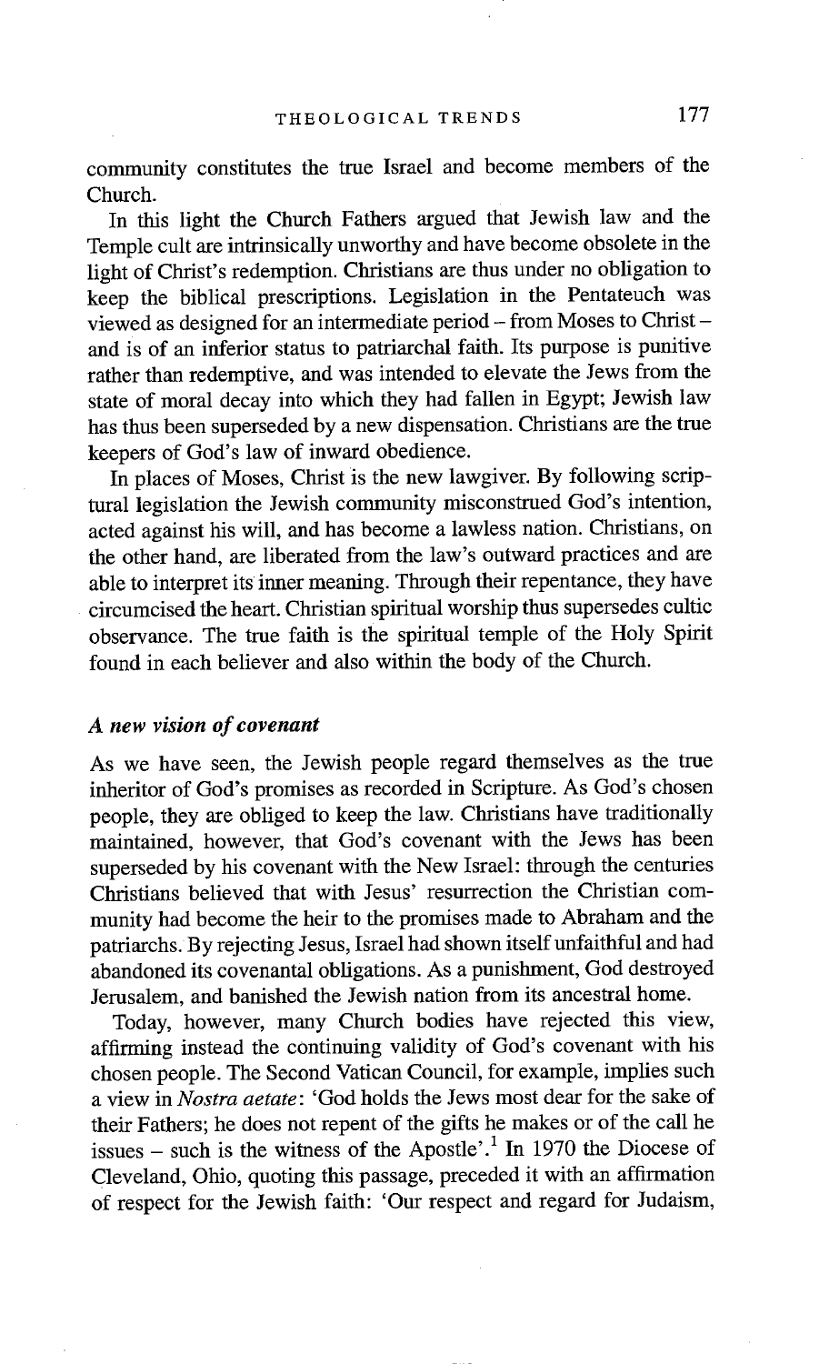community constitutes the true Israel and become members of the Church.

In this light the Church Fathers argued that Jewish law and the Temple cult are intrinsically unworthy and have become obsolete in the light of Christ's redemption. Christians are thus under no obligation to keep the biblical prescriptions. Legislation in the Pentateuch was viewed as designed for an intermediate period – from Moses to Christ – and is of an inferior status to patriarchal faith. Its purpose is punitive rather than redemptive, and was intended to elevate the Jews from the state of moral decay into which they had fallen in Egypt; Jewish law has thus been superseded by a new dispensation. Christians are the true keepers of God's law of inward obedience.

In places of Moses, Christ is the new lawgiver. By following scriptural legislation the Jewish community misconstrued God's intention, acted against his will, and has become a lawless nation. Christians, on the other hand, are liberated from the law's outward practices and are able to interpret its inner meaning. Through their repentance, they have circumcised the heart. Christian spiritual worship thus supersedes cultic observance. The true faith is the spiritual temple of the Holy Spirit found in each believer and also within the body of the Church.

### *A new vision of covenant*

As we have seen, the Jewish people regard themselves as the true inheritor of God's promises as recorded in Scripture. As God's chosen people, they are obliged to keep the law. Christians have traditionally maintained, however, that God's covenant with the Jews has been superseded by his covenant with the New Israel: through the centuries Christians believed that with Jesus' resurrection the Christian community had become the heir to the promises made to Abraham and the patriarchs. By rejecting Jesus, Israel had shown itself unfaithful and had abandoned its covenantal obligations. As a punishment, God destroyed Jerusalem, and banished the Jewish nation from its ancestral home.

Today, however, many Church bodies have rejected this view, affirming instead the continuing validity of God's covenant with his chosen people. The Second Vatican Council, for example, implies such a view in *Nostra aetate*: 'God holds the Jews most dear for the sake of their Fathers; he does not repent of the gifts he makes or of the call he issues – such is the witness of the Apostle'.[1] In 1970 the Diocese of Cleveland, Ohio, quoting this passage, preceded it with an affirmation of respect for the Jewish faith: 'Our respect and regard for Judaism,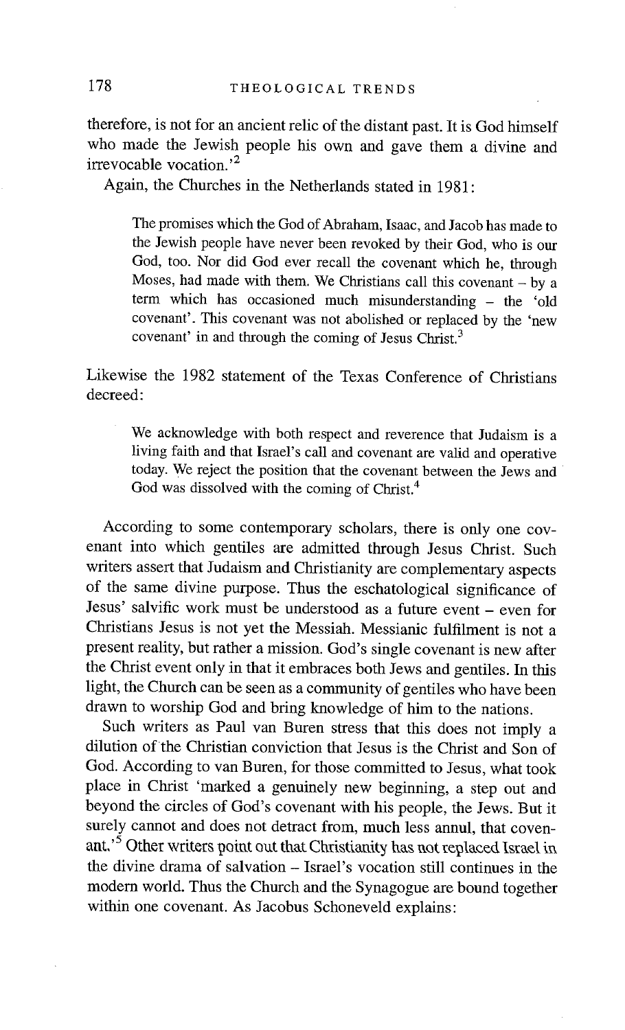therefore, is not for an ancient relic of the distant past. It is God himself who made the Jewish people his own and gave them a divine and irrevocable vocation.'[2]

Again, the Churches in the Netherlands stated in 1981:

> The promises which the God of Abraham, Isaac, and Jacob has made to the Jewish people have never been revoked by their God, who is our God, too. Nor did God ever recall the covenant which he, through Moses, had made with them. We Christians call this covenant – by a term which has occasioned much misunderstanding – the 'old covenant'. This covenant was not abolished or replaced by the 'new covenant' in and through the coming of Jesus Christ.[3]

Likewise the 1982 statement of the Texas Conference of Christians decreed:

> We acknowledge with both respect and reverence that Judaism is a living faith and that Israel's call and covenant are valid and operative today. We reject the position that the covenant between the Jews and God was dissolved with the coming of Christ.[4]

According to some contemporary scholars, there is only one covenant into which gentiles are admitted through Jesus Christ. Such writers assert that Judaism and Christianity are complementary aspects of the same divine purpose. Thus the eschatological significance of Jesus' salvific work must be understood as a future event – even for Christians Jesus is not yet the Messiah. Messianic fulfilment is not a present reality, but rather a mission. God's single covenant is new after the Christ event only in that it embraces both Jews and gentiles. In this light, the Church can be seen as a community of gentiles who have been drawn to worship God and bring knowledge of him to the nations.

Such writers as Paul van Buren stress that this does not imply a dilution of the Christian conviction that Jesus is the Christ and Son of God. According to van Buren, for those committed to Jesus, what took place in Christ 'marked a genuinely new beginning, a step out and beyond the circles of God's covenant with his people, the Jews. But it surely cannot and does not detract from, much less annul, that covenant.'[5] Other writers point out that Christianity has not replaced Israel in the divine drama of salvation – Israel's vocation still continues in the modern world. Thus the Church and the Synagogue are bound together within one covenant. As Jacobus Schoneveld explains: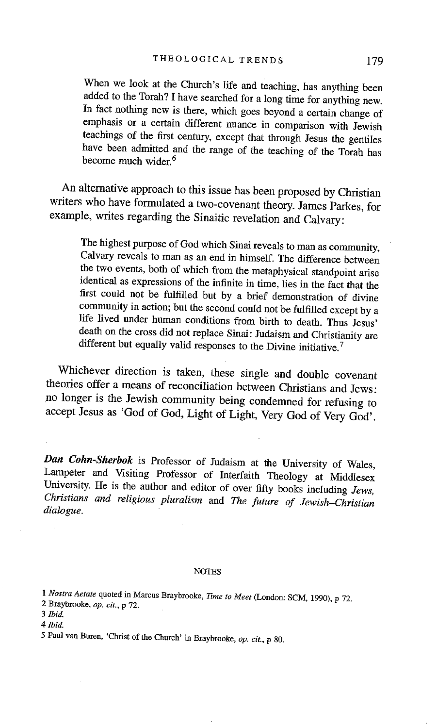> When we look at the Church's life and teaching, has anything been added to the Torah? I have searched for a long time for anything new. In fact nothing new is there, which goes beyond a certain change of emphasis or a certain different nuance in comparison with Jewish teachings of the first century, except that through Jesus the gentiles have been admitted and the range of the teaching of the Torah has become much wider.[6]

An alternative approach to this issue has been proposed by Christian writers who have formulated a two-covenant theory. James Parkes, for example, writes regarding the Sinaitic revelation and Calvary:

> The highest purpose of God which Sinai reveals to man as community, Calvary reveals to man as an end in himself. The difference between the two events, both of which from the metaphysical standpoint arise identical as expressions of the infinite in time, lies in the fact that the first could not be fulfilled but by a brief demonstration of divine community in action; but the second could not be fulfilled except by a life lived under human conditions from birth to death. Thus Jesus' death on the cross did not replace Sinai: Judaism and Christianity are different but equally valid responses to the Divine initiative.[7]

Whichever direction is taken, these single and double covenant theories offer a means of reconciliation between Christians and Jews: no longer is the Jewish community being condemned for refusing to accept Jesus as 'God of God, Light of Light, Very God of Very God'.

***Dan Cohn-Sherbok*** is Professor of Judaism at the University of Wales, Lampeter and Visiting Professor of Interfaith Theology at Middlesex University. He is the author and editor of over fifty books including *Jews, Christians and religious pluralism* and *The future of Jewish–Christian dialogue.*

## NOTES

1 *Nostra Aetate* quoted in Marcus Braybrooke, *Time to Meet* (London: SCM, 1990), p 72.
2 Braybrooke, *op. cit.*, p 72.
3 *Ibid.*
4 *Ibid.*
5 Paul van Buren, 'Christ of the Church' in Braybrooke, *op. cit.*, p 80.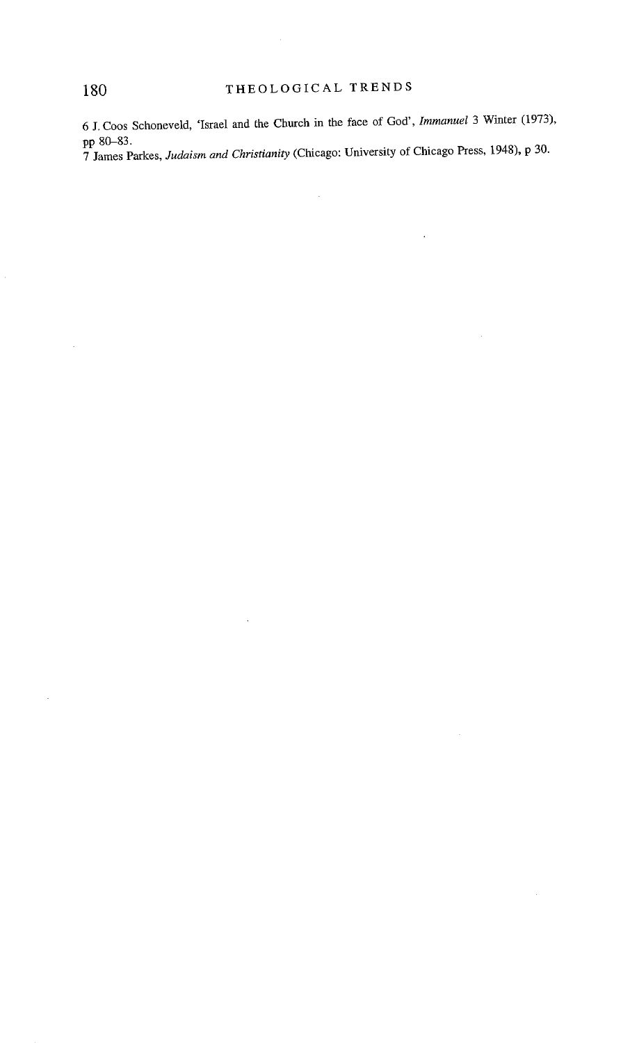6 J. Coos Schoneveld, 'Israel and the Church in the face of God', *Immanuel* 3 Winter (1973), pp 80–83.

7 James Parkes, *Judaism and Christianity* (Chicago: University of Chicago Press, 1948), p 30.